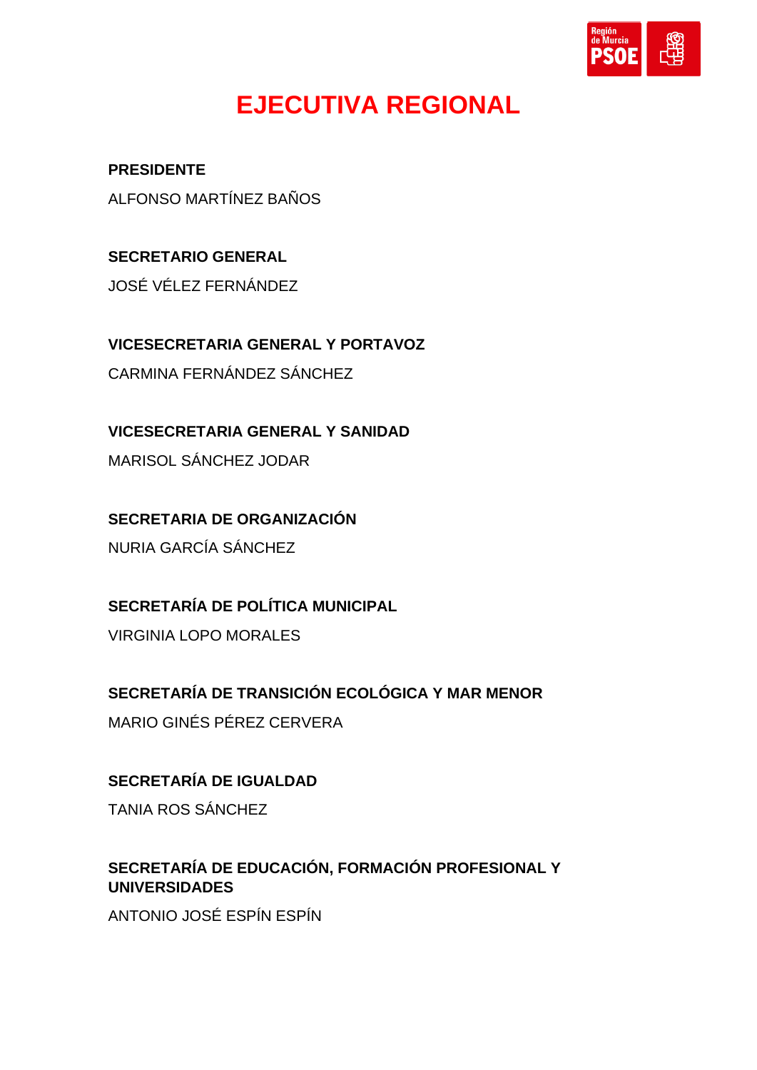# EJECUTIVA REGIONAL

**PRESIDENTE**

ALFONSO MARTÍNEZ BAÑOS

**SECRETARIO GENERAL**

JOSÉ VÉLEZ FERNÁNDEZ

**VICESECRETARIA GENERAL Y PORTAVOZ**

CARMINA FERNÁNDEZ SÁNCHEZ

**VICESECRETARIA GENERAL Y SANIDAD**

MARISOL SÁNCHEZ JODAR

**SECRETARIA DE ORGANIZACIÓN**

NURIA GARCÍA SÁNCHEZ

**SECRETARÍA DE POLÍTICA MUNICIPAL**

VIRGINIA LOPO MORALES

**SECRETARÍA DE TRANSICIÓN ECOLÓGICA Y MAR MENOR**

MARIO GINÉS PÉREZ CERVERA

**SECRETARÍA DE IGUALDAD**

TANIA ROS SÁNCHEZ

**SECRETARÍA DE EDUCACIÓN, FORMACIÓN PROFESIONAL Y UNIVERSIDADES**

ANTONIO JOSÉ ESPÍN ESPÍN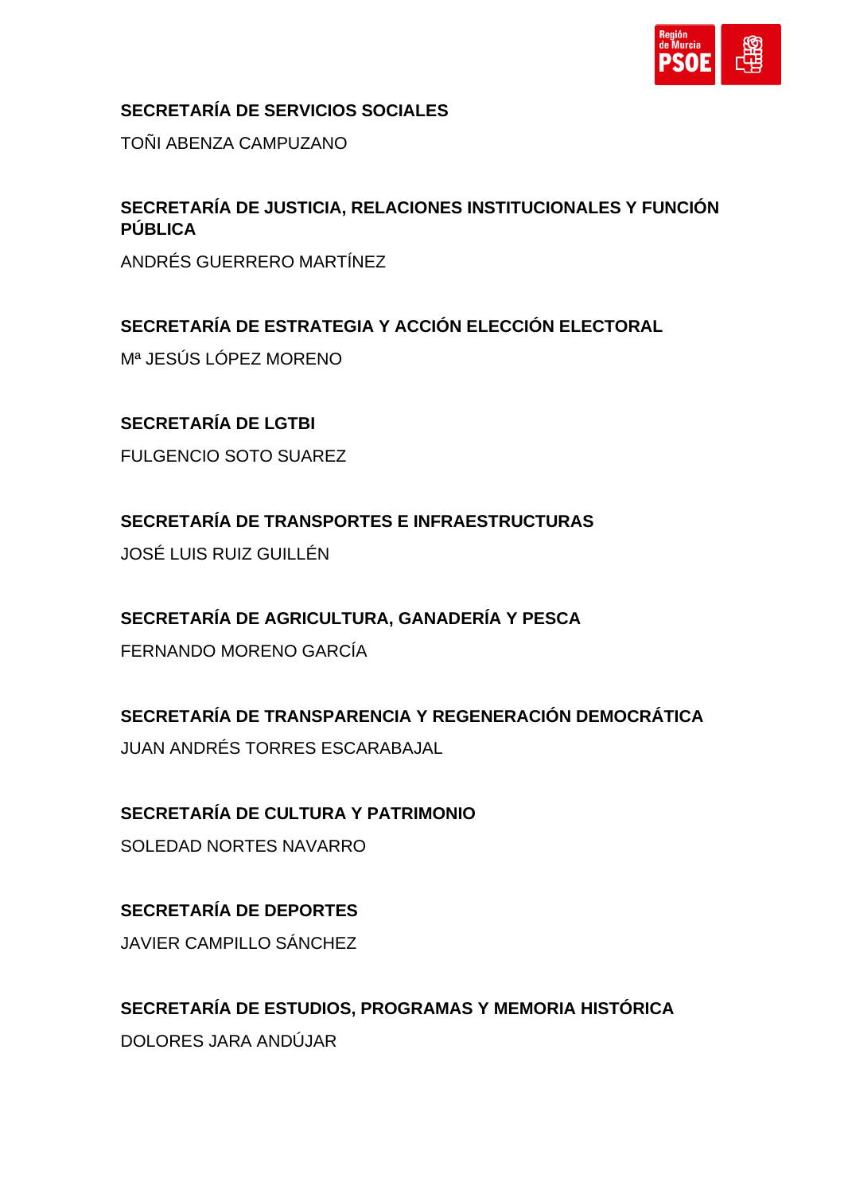**SECRETARÍA DE SERVICIOS SOCIALES**

TOÑI ABENZA CAMPUZANO

**SECRETARÍA DE JUSTICIA, RELACIONES INSTITUCIONALES Y FUNCIÓN PÚBLICA**

ANDRÉS GUERRERO MARTÍNEZ

**SECRETARÍA DE ESTRATEGIA Y ACCIÓN ELECCIÓN ELECTORAL**

Mª JESÚS LÓPEZ MORENO

**SECRETARÍA DE LGTBI**

FULGENCIO SOTO SUAREZ

**SECRETARÍA DE TRANSPORTES E INFRAESTRUCTURAS**

JOSÉ LUIS RUIZ GUILLÉN

**SECRETARÍA DE AGRICULTURA, GANADERÍA Y PESCA**

FERNANDO MORENO GARCÍA

**SECRETARÍA DE TRANSPARENCIA Y REGENERACIÓN DEMOCRÁTICA**

JUAN ANDRÉS TORRES ESCARABAJAL

**SECRETARÍA DE CULTURA Y PATRIMONIO**

SOLEDAD NORTES NAVARRO

**SECRETARÍA DE DEPORTES**

JAVIER CAMPILLO SÁNCHEZ

**SECRETARÍA DE ESTUDIOS, PROGRAMAS Y MEMORIA HISTÓRICA**

DOLORES JARA ANDÚJAR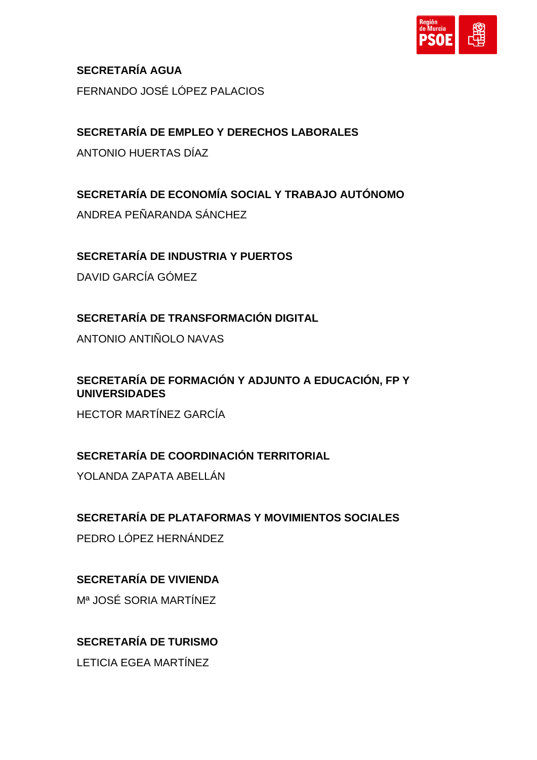**SECRETARÍA AGUA**

FERNANDO JOSÉ LÓPEZ PALACIOS

**SECRETARÍA DE EMPLEO Y DERECHOS LABORALES**

ANTONIO HUERTAS DÍAZ

**SECRETARÍA DE ECONOMÍA SOCIAL Y TRABAJO AUTÓNOMO**

ANDREA PEÑARANDA SÁNCHEZ

**SECRETARÍA DE INDUSTRIA Y PUERTOS**

DAVID GARCÍA GÓMEZ

**SECRETARÍA DE TRANSFORMACIÓN DIGITAL**

ANTONIO ANTIÑOLO NAVAS

**SECRETARÍA DE FORMACIÓN Y ADJUNTO A EDUCACIÓN, FP Y UNIVERSIDADES**

HECTOR MARTÍNEZ GARCÍA

**SECRETARÍA DE COORDINACIÓN TERRITORIAL**

YOLANDA ZAPATA ABELLÁN

**SECRETARÍA DE PLATAFORMAS Y MOVIMIENTOS SOCIALES**

PEDRO LÓPEZ HERNÁNDEZ

**SECRETARÍA DE VIVIENDA**

Mª JOSÉ SORIA MARTÍNEZ

**SECRETARÍA DE TURISMO**

LETICIA EGEA MARTÍNEZ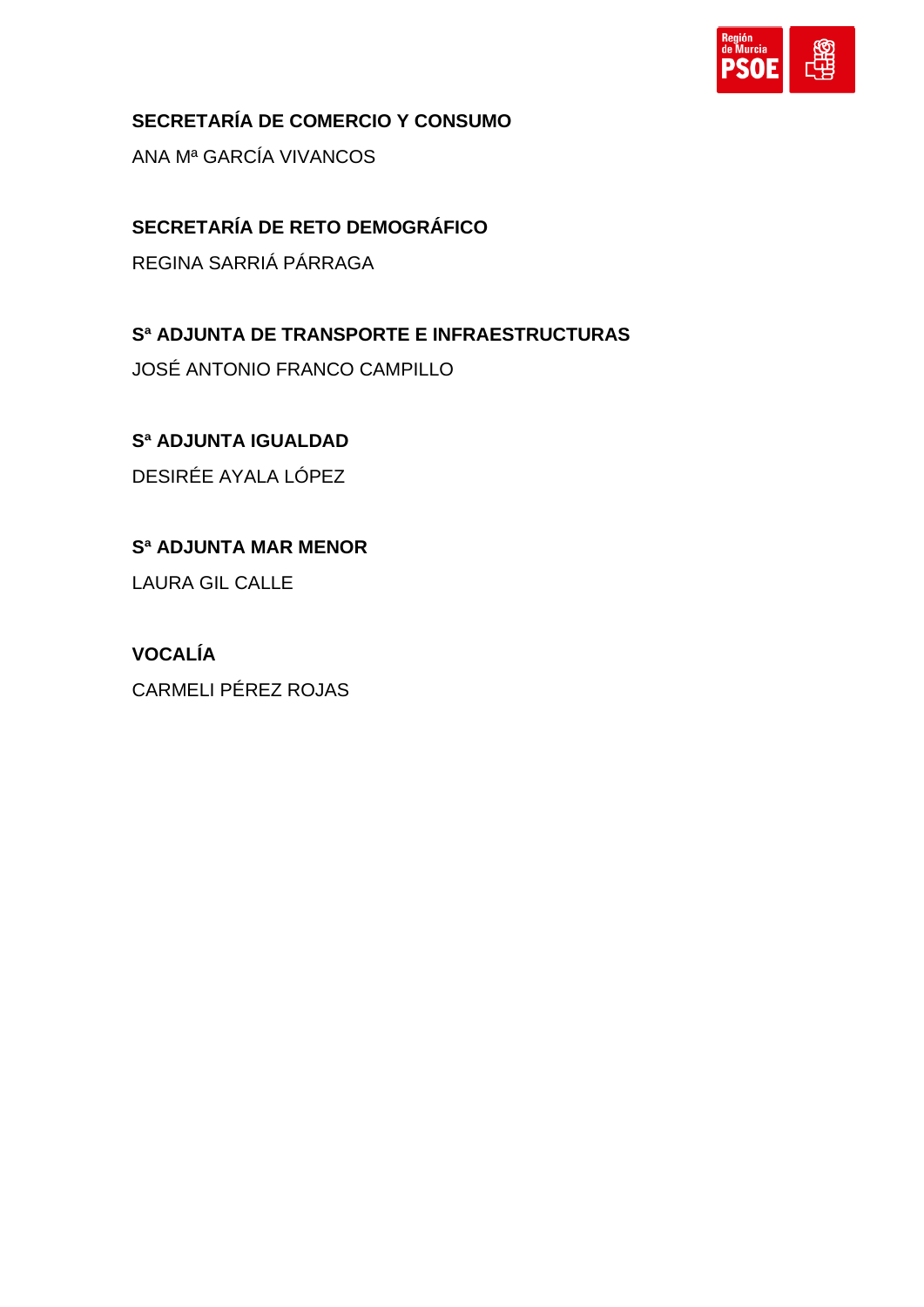**SECRETARÍA DE COMERCIO Y CONSUMO**

ANA Mª GARCÍA VIVANCOS

**SECRETARÍA DE RETO DEMOGRÁFICO**

REGINA SARRIÁ PÁRRAGA

**Sª ADJUNTA DE TRANSPORTE E INFRAESTRUCTURAS**

JOSÉ ANTONIO FRANCO CAMPILLO

**Sª ADJUNTA IGUALDAD**

DESIRÉE AYALA LÓPEZ

**Sª ADJUNTA MAR MENOR**

LAURA GIL CALLE

**VOCALÍA**

CARMELI PÉREZ ROJAS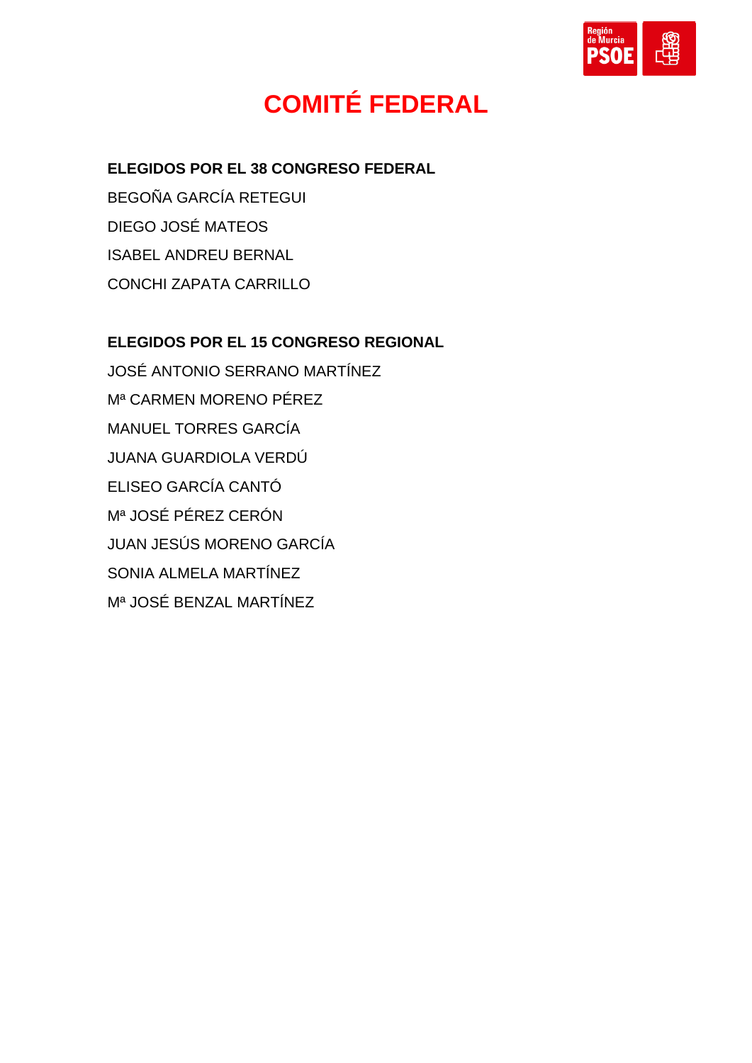# COMITÉ FEDERAL

**ELEGIDOS POR EL 38 CONGRESO FEDERAL**

BEGOÑA GARCÍA RETEGUI

DIEGO JOSÉ MATEOS

ISABEL ANDREU BERNAL

CONCHI ZAPATA CARRILLO

**ELEGIDOS POR EL 15 CONGRESO REGIONAL**

JOSÉ ANTONIO SERRANO MARTÍNEZ

Mª CARMEN MORENO PÉREZ

MANUEL TORRES GARCÍA

JUANA GUARDIOLA VERDÚ

ELISEO GARCÍA CANTÓ

Mª JOSÉ PÉREZ CERÓN

JUAN JESÚS MORENO GARCÍA

SONIA ALMELA MARTÍNEZ

Mª JOSÉ BENZAL MARTÍNEZ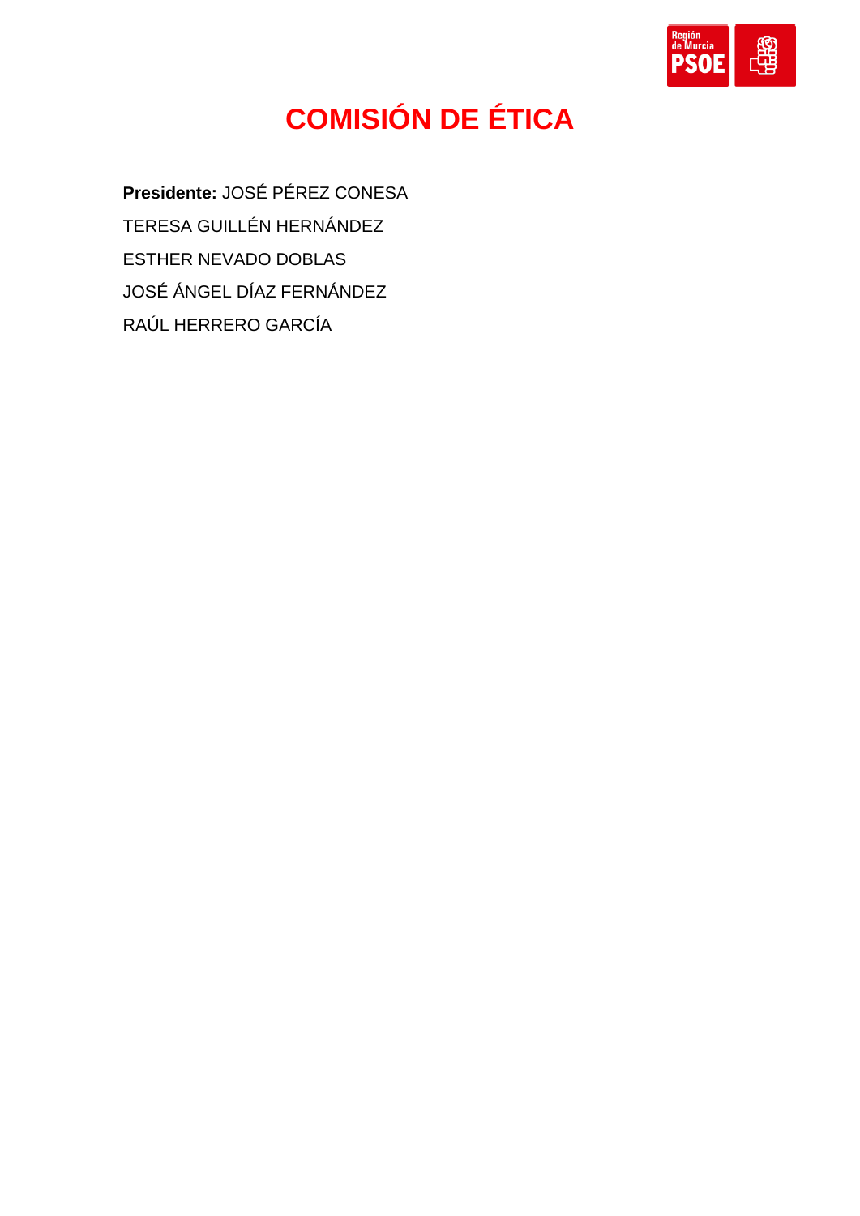# COMISIÓN DE ÉTICA

**Presidente:** JOSÉ PÉREZ CONESA

TERESA GUILLÉN HERNÁNDEZ

ESTHER NEVADO DOBLAS

JOSÉ ÁNGEL DÍAZ FERNÁNDEZ

RAÚL HERRERO GARCÍA